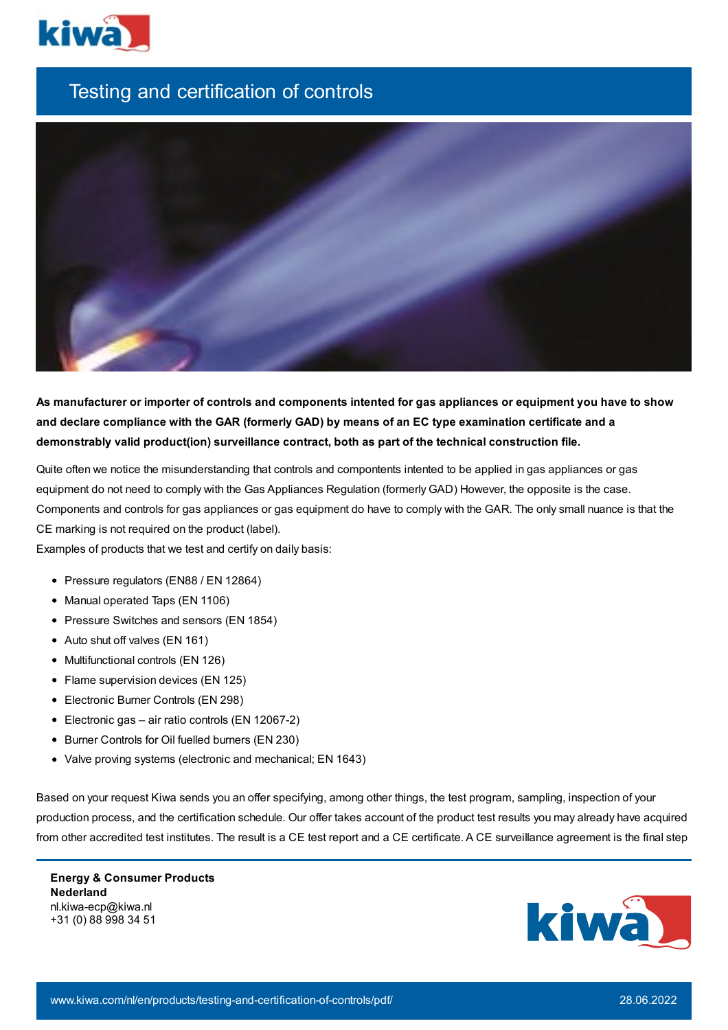# Testing and certification of controls

**As manufacturer or importer of controls and components intented for gas appliances or equipment you have to show and declare compliance with the GAR (formerly GAD) by means of an EC type examination certificate and a demonstrably valid product(ion) surveillance contract, both as part of the technical construction file.**

Quite often we notice the misunderstanding that controls and compontents intented to be applied in gas appliances or gas equipment do not need to comply with the Gas Appliances Regulation (formerly GAD) However, the opposite is the case. Components and controls for gas appliances or gas equipment do have to comply with the GAR. The only small nuance is that the CE marking is not required on the product (label).

Examples of products that we test and certify on daily basis:

- Pressure regulators (EN88 / EN 12864)
- Manual operated Taps (EN 1106)
- Pressure Switches and sensors (EN 1854)
- Auto shut off valves (EN 161)
- Multifunctional controls (EN 126)
- Flame supervision devices (EN 125)
- Electronic Burner Controls (EN 298)
- Electronic gas – air ratio controls (EN 12067-2)
- Burner Controls for Oil fuelled burners (EN 230)
- Valve proving systems (electronic and mechanical; EN 1643)

Based on your request Kiwa sends you an offer specifying, among other things, the test program, sampling, inspection of your production process, and the certification schedule. Our offer takes account of the product test results you may already have acquired from other accredited test institutes. The result is a CE test report and a CE certificate. A CE surveillance agreement is the final step

**Energy & Consumer Products**
**Nederland**
nl.kiwa-ecp@kiwa.nl
+31 (0) 88 998 34 51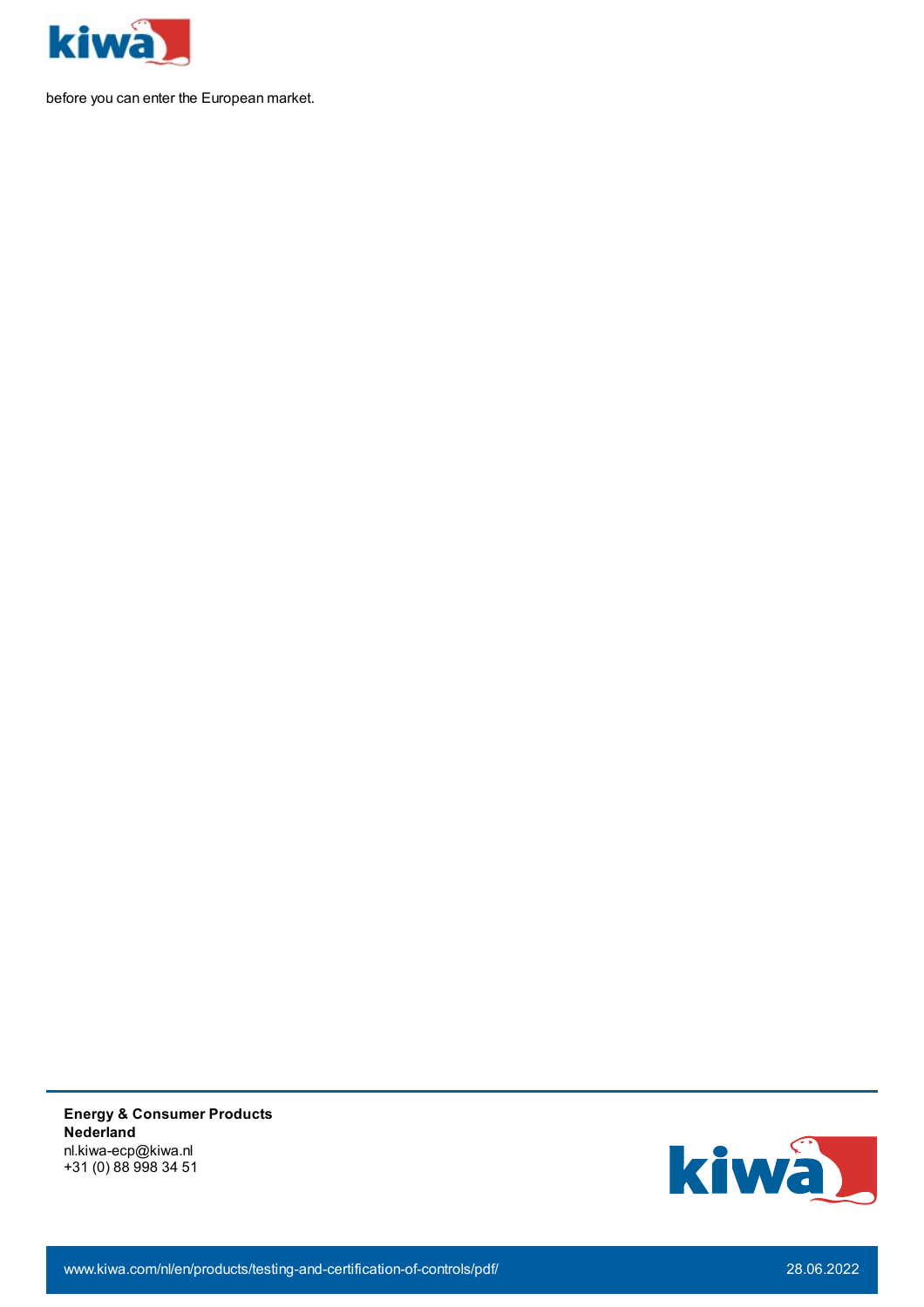before you can enter the European market.

**Energy & Consumer Products**
**Nederland**
nl.kiwa-ecp@kiwa.nl
+31 (0) 88 998 34 51

www.kiwa.com/nl/en/products/testing-and-certification-of-controls/pdf/ 28.06.2022